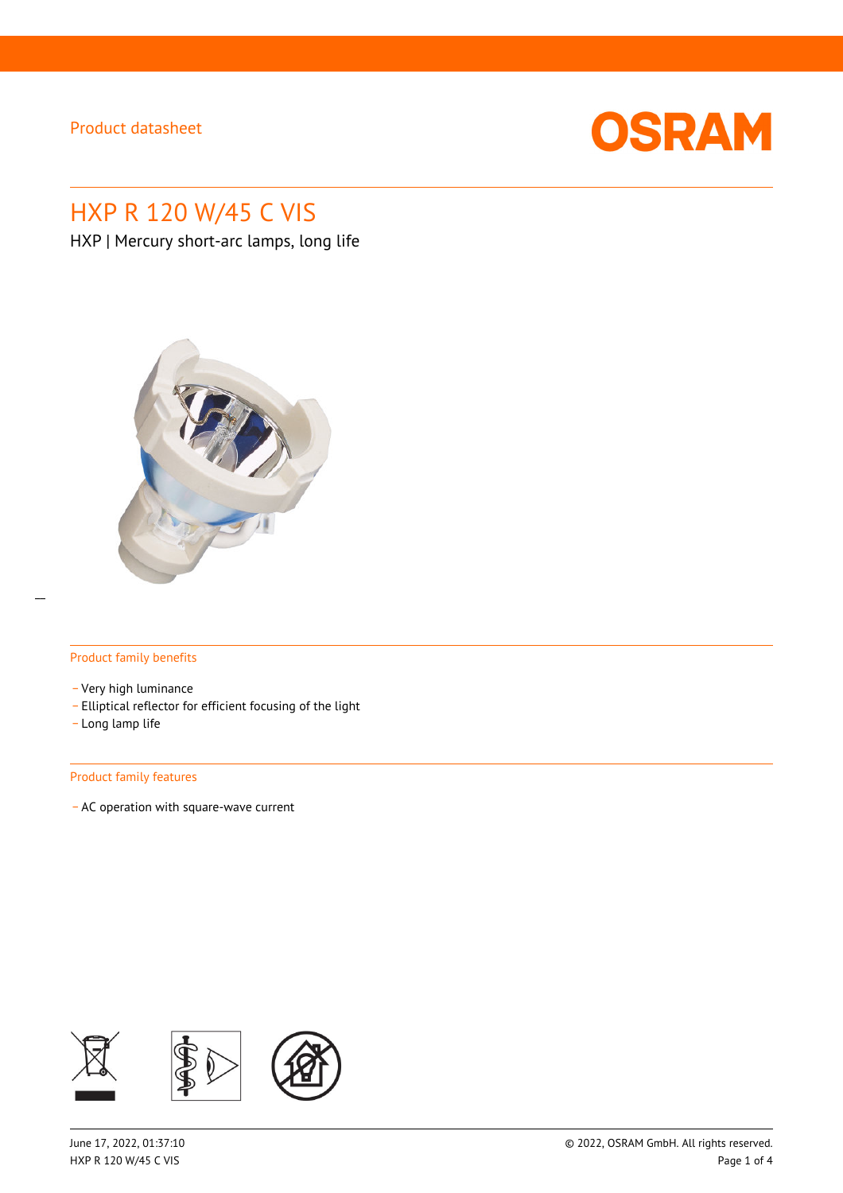Product datasheet

# HXP R 120 W/45 C VIS

HXP | Mercury short-arc lamps, long life

## Product family benefits

- Very high luminance
- Elliptical reflector for efficient focusing of the light
- Long lamp life

## Product family features

- AC operation with square-wave current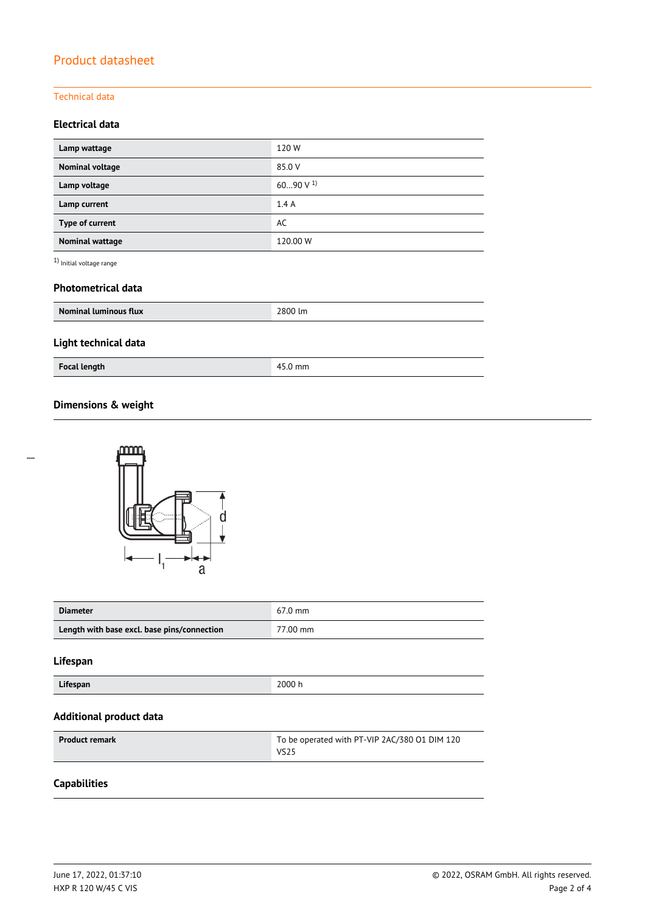## Product datasheet

### Technical data

#### Electrical data

| | |
|---|---|
| **Lamp wattage** | 120 W |
| **Nominal voltage** | 85.0 V |
| **Lamp voltage** | 60…90 V [1] |
| **Lamp current** | 1.4 A |
| **Type of current** | AC |
| **Nominal wattage** | 120.00 W |

[1] Initial voltage range

#### Photometrical data

| | |
|---|---|
| **Nominal luminous flux** | 2800 lm |

#### Light technical data

| | |
|---|---|
| **Focal length** | 45.0 mm |

#### Dimensions & weight

| | |
|---|---|
| **Diameter** | 67.0 mm |
| **Length with base excl. base pins/connection** | 77.00 mm |

#### Lifespan

| | |
|---|---|
| **Lifespan** | 2000 h |

#### Additional product data

| | |
|---|---|
| **Product remark** | To be operated with PT-VIP 2AC/380 O1 DIM 120 VS25 |

#### Capabilities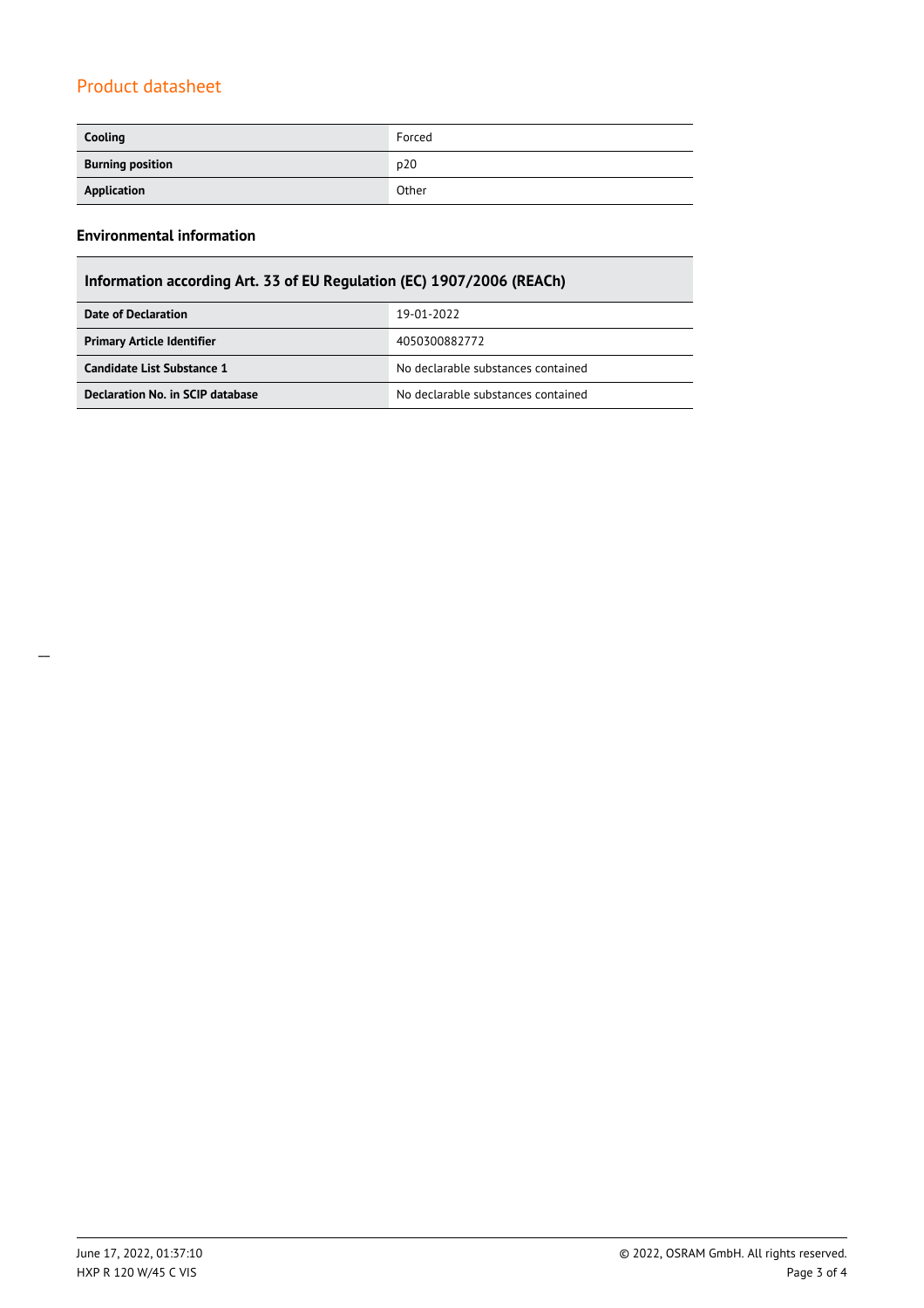| Cooling | Forced |
| --- | --- |
| **Burning position** | p20 |
| **Application** | Other |

### Environmental information

| Information according Art. 33 of EU Regulation (EC) 1907/2006 (REACh) | |
| --- | --- |
| **Date of Declaration** | 19-01-2022 |
| **Primary Article Identifier** | 4050300882772 |
| **Candidate List Substance 1** | No declarable substances contained |
| **Declaration No. in SCIP database** | No declarable substances contained |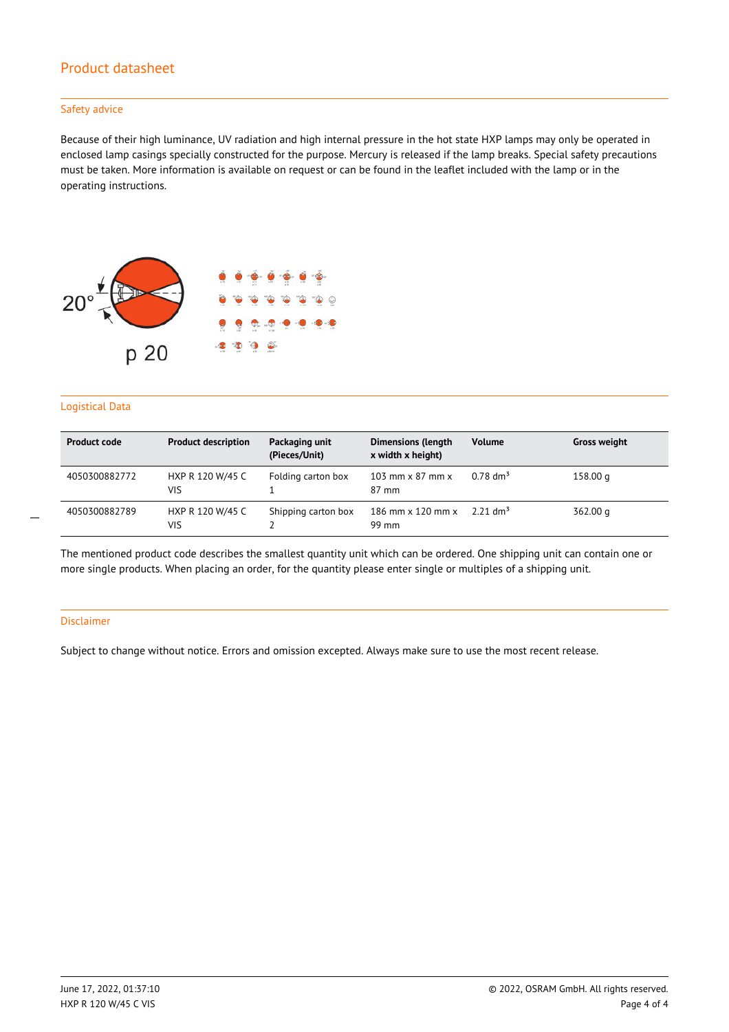# Product datasheet

## Safety advice

Because of their high luminance, UV radiation and high internal pressure in the hot state HXP lamps may only be operated in enclosed lamp casings specially constructed for the purpose. Mercury is released if the lamp breaks. Special safety precautions must be taken. More information is available on request or can be found in the leaflet included with the lamp or in the operating instructions.

20°

p 20

## Logistical Data

| Product code | Product description | Packaging unit (Pieces/Unit) | Dimensions (length x width x height) | Volume | Gross weight |
|---|---|---|---|---|---|
| 4050300882772 | HXP R 120 W/45 C VIS | Folding carton box 1 | 103 mm x 87 mm x 87 mm | 0.78 dm³ | 158.00 g |
| 4050300882789 | HXP R 120 W/45 C VIS | Shipping carton box 2 | 186 mm x 120 mm x 99 mm | 2.21 dm³ | 362.00 g |

The mentioned product code describes the smallest quantity unit which can be ordered. One shipping unit can contain one or more single products. When placing an order, for the quantity please enter single or multiples of a shipping unit.

## Disclaimer

Subject to change without notice. Errors and omission excepted. Always make sure to use the most recent release.